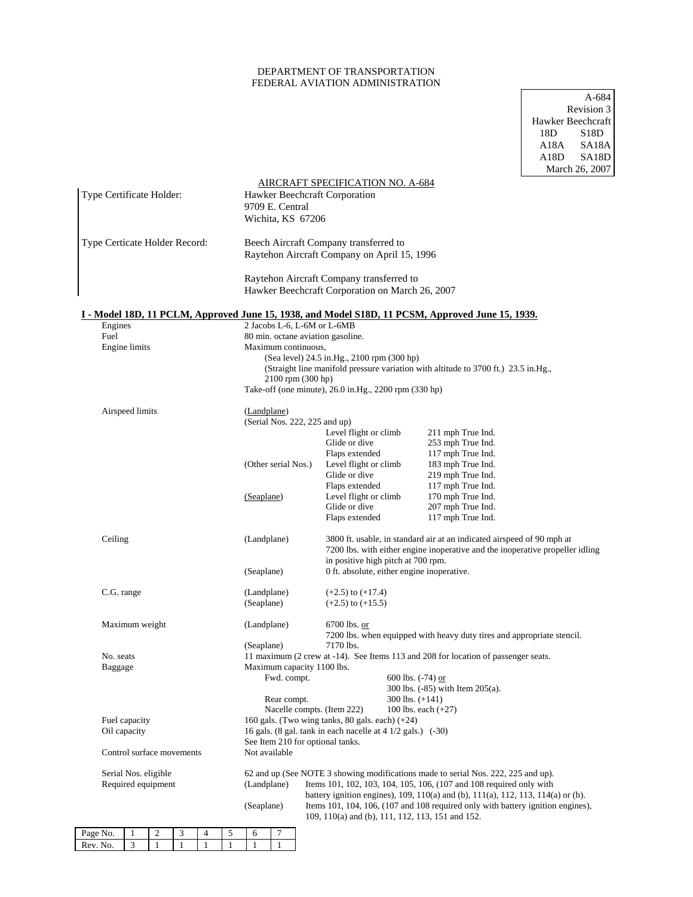DEPARTMENT OF TRANSPORTATION
FEDERAL AVIATION ADMINISTRATION

A-684
Revision 3
Hawker Beechcraft
18D S18D
A18A SA18A
A18D SA18D
March 26, 2007

AIRCRAFT SPECIFICATION NO. A-684

| | |
|---|---|
| Type Certificate Holder: | Hawker Beechcraft Corporation<br>9709 E. Central<br>Wichita, KS 67206 |
| Type Certicate Holder Record: | Beech Aircraft Company transferred to<br>Raytehon Aircraft Company on April 15, 1996<br><br>Raytehon Aircraft Company transferred to<br>Hawker Beechcraft Corporation on March 26, 2007 |

## I - Model 18D, 11 PCLM, Approved June 15, 1938, and Model S18D, 11 PCSM, Approved June 15, 1939.

Engines: 2 Jacobs L-6, L-6M or L-6MB

Fuel: 80 min. octane aviation gasoline.

Engine limits: Maximum continuous,
(Sea level) 24.5 in.Hg., 2100 rpm (300 hp)
(Straight line manifold pressure variation with altitude to 3700 ft.) 23.5 in.Hg., 2100 rpm (300 hp)
Take-off (one minute), 26.0 in.Hg., 2200 rpm (330 hp)

Airspeed limits:

(Landplane)
(Serial Nos. 222, 225 and up)

| | | |
|---|---|---|
| (Serial Nos. 222, 225 and up) | Level flight or climb | 211 mph True Ind. |
| | Glide or dive | 253 mph True Ind. |
| | Flaps extended | 117 mph True Ind. |
| (Other serial Nos.) | Level flight or climb | 183 mph True Ind. |
| | Glide or dive | 219 mph True Ind. |
| | Flaps extended | 117 mph True Ind. |
| (Seaplane) | Level flight or climb | 170 mph True Ind. |
| | Glide or dive | 207 mph True Ind. |
| | Flaps extended | 117 mph True Ind. |

Ceiling:
(Landplane) 3800 ft. usable, in standard air at an indicated airspeed of 90 mph at 7200 lbs. with either engine inoperative and the inoperative propeller idling in positive high pitch at 700 rpm.
(Seaplane) 0 ft. absolute, either engine inoperative.

C.G. range:
(Landplane) (+2.5) to (+17.4)
(Seaplane) (+2.5) to (+15.5)

Maximum weight:
(Landplane) 6700 lbs. or
7200 lbs. when equipped with heavy duty tires and appropriate stencil.
(Seaplane) 7170 lbs.

No. seats: 11 maximum (2 crew at -14). See Items 113 and 208 for location of passenger seats.

Baggage: Maximum capacity 1100 lbs.
Fwd. compt. 600 lbs. (-74) or
300 lbs. (-85) with Item 205(a).
Rear compt. 300 lbs. (+141)
Nacelle compts. (Item 222) 100 lbs. each (+27)

Fuel capacity: 160 gals. (Two wing tanks, 80 gals. each) (+24)

Oil capacity: 16 gals. (8 gal. tank in each nacelle at 4 1/2 gals.) (-30)
See Item 210 for optional tanks.

Control surface movements: Not available

Serial Nos. eligible: 62 and up (See NOTE 3 showing modifications made to serial Nos. 222, 225 and up).

Required equipment:
(Landplane) Items 101, 102, 103, 104, 105, 106, (107 and 108 required only with battery ignition engines), 109, 110(a) and (b), 111(a), 112, 113, 114(a) or (b).
(Seaplane) Items 101, 104, 106, (107 and 108 required only with battery ignition engines), 109, 110(a) and (b), 111, 112, 113, 151 and 152.

| Page No. | 1 | 2 | 3 | 4 | 5 | 6 | 7 |
|---|---|---|---|---|---|---|---|
| Rev. No. | 3 | 1 | 1 | 1 | 1 | 1 | 1 |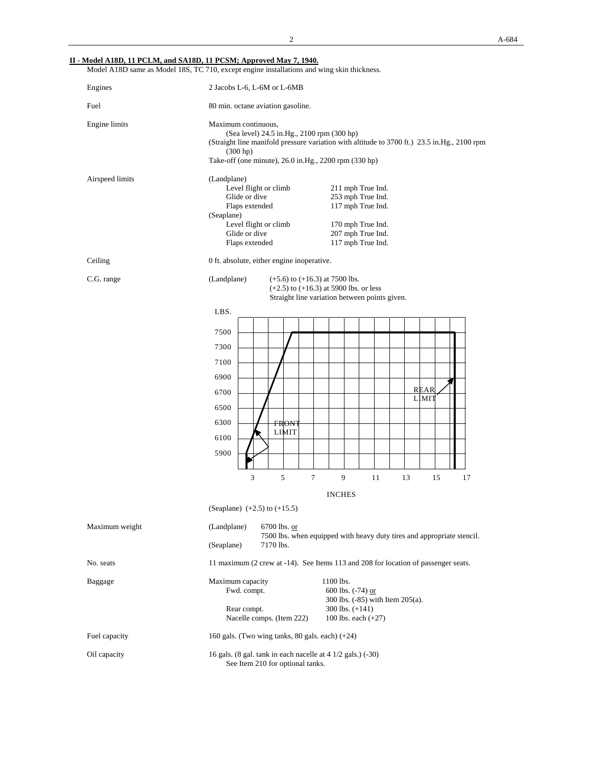**II - Model A18D, 11 PCLM, and SA18D, 11 PCSM; Approved May 7, 1940.**

Model A18D same as Model 18S, TC 710, except engine installations and wing skin thickness.

| | |
|---|---|
| Engines | 2 Jacobs L-6, L-6M or L-6MB |
| Fuel | 80 min. octane aviation gasoline. |
| Engine limits | Maximum continuous,<br>(Sea level) 24.5 in.Hg., 2100 rpm (300 hp)<br>(Straight line manifold pressure variation with altitude to 3700 ft.) 23.5 in.Hg., 2100 rpm (300 hp)<br>Take-off (one minute), 26.0 in.Hg., 2200 rpm (330 hp) |
| Airspeed limits | (Landplane)<br>Level flight or climb 211 mph True Ind.<br>Glide or dive 253 mph True Ind.<br>Flaps extended 117 mph True Ind.<br>(Seaplane)<br>Level flight or climb 170 mph True Ind.<br>Glide or dive 207 mph True Ind.<br>Flaps extended 117 mph True Ind. |
| Ceiling | 0 ft. absolute, either engine inoperative. |
| C.G. range | (Landplane) (+5.6) to (+16.3) at 7500 lbs.<br>(+2.5) to (+16.3) at 5900 lbs. or less<br>Straight line variation between points given. |

LBS. / INCHES (chart: FRONT LIMIT, REAR LIMIT)

(Seaplane) (+2.5) to (+15.5)

| | |
|---|---|
| Maximum weight | (Landplane) 6700 lbs. or<br>7500 lbs. when equipped with heavy duty tires and appropriate stencil.<br>(Seaplane) 7170 lbs. |
| No. seats | 11 maximum (2 crew at -14). See Items 113 and 208 for location of passenger seats. |
| Baggage | Maximum capacity 1100 lbs.<br>Fwd. compt. 600 lbs. (-74) or<br>300 lbs. (-85) with Item 205(a).<br>Rear compt. 300 lbs. (+141)<br>Nacelle comps. (Item 222) 100 lbs. each (+27) |
| Fuel capacity | 160 gals. (Two wing tanks, 80 gals. each) (+24) |
| Oil capacity | 16 gals. (8 gal. tank in each nacelle at 4 1/2 gals.) (-30)<br>See Item 210 for optional tanks. |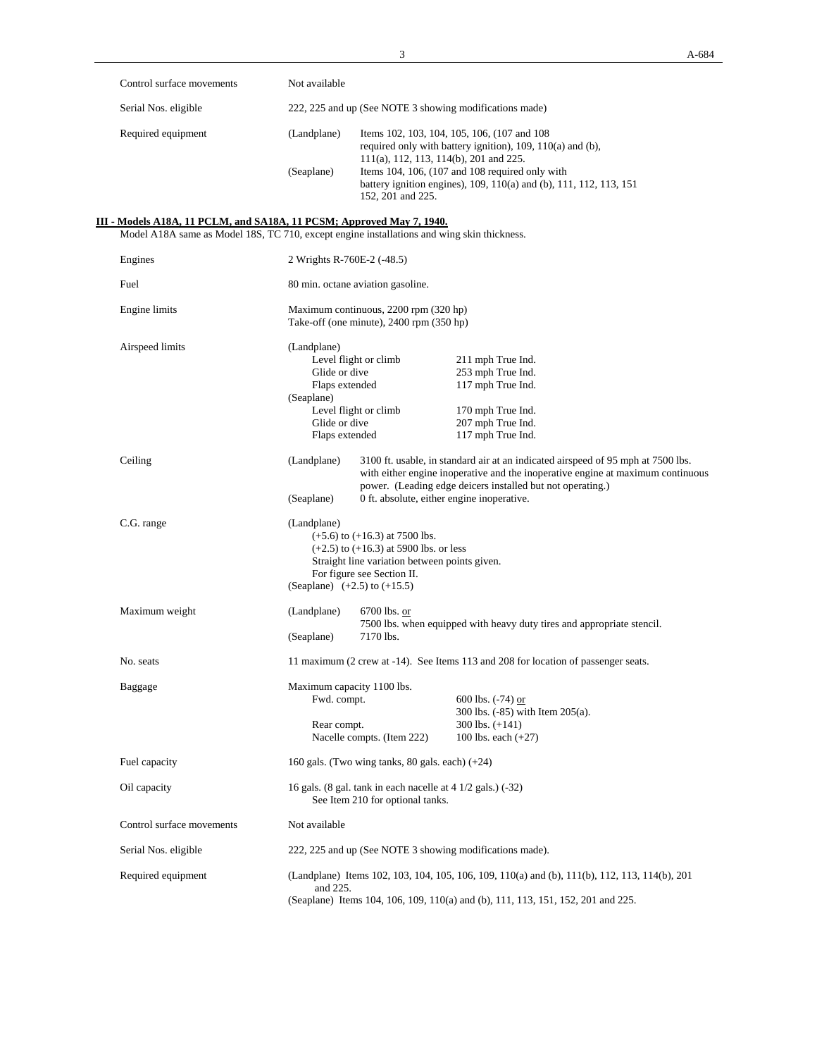| | |
|---|---|
| Control surface movements | Not available |
| Serial Nos. eligible | 222, 225 and up (See NOTE 3 showing modifications made) |
| Required equipment | (Landplane) Items 102, 103, 104, 105, 106, (107 and 108 required only with battery ignition), 109, 110(a) and (b), 111(a), 112, 113, 114(b), 201 and 225.<br>(Seaplane) Items 104, 106, (107 and 108 required only with battery ignition engines), 109, 110(a) and (b), 111, 112, 113, 151 152, 201 and 225. |

**III - Models A18A, 11 PCLM, and SA18A, 11 PCSM; Approved May 7, 1940.**

Model A18A same as Model 18S, TC 710, except engine installations and wing skin thickness.

| | |
|---|---|
| Engines | 2 Wrights R-760E-2 (-48.5) |
| Fuel | 80 min. octane aviation gasoline. |
| Engine limits | Maximum continuous, 2200 rpm (320 hp)<br>Take-off (one minute), 2400 rpm (350 hp) |
| Airspeed limits | (Landplane)<br>Level flight or climb — 211 mph True Ind.<br>Glide or dive — 253 mph True Ind.<br>Flaps extended — 117 mph True Ind.<br>(Seaplane)<br>Level flight or climb — 170 mph True Ind.<br>Glide or dive — 207 mph True Ind.<br>Flaps extended — 117 mph True Ind. |
| Ceiling | (Landplane) 3100 ft. usable, in standard air at an indicated airspeed of 95 mph at 7500 lbs. with either engine inoperative and the inoperative engine at maximum continuous power. (Leading edge deicers installed but not operating.)<br>(Seaplane) 0 ft. absolute, either engine inoperative. |
| C.G. range | (Landplane)<br>(+5.6) to (+16.3) at 7500 lbs.<br>(+2.5) to (+16.3) at 5900 lbs. or less<br>Straight line variation between points given.<br>For figure see Section II.<br>(Seaplane) (+2.5) to (+15.5) |
| Maximum weight | (Landplane) 6700 lbs. or<br>7500 lbs. when equipped with heavy duty tires and appropriate stencil.<br>(Seaplane) 7170 lbs. |
| No. seats | 11 maximum (2 crew at -14). See Items 113 and 208 for location of passenger seats. |
| Baggage | Maximum capacity 1100 lbs.<br>Fwd. compt. — 600 lbs. (-74) or 300 lbs. (-85) with Item 205(a).<br>Rear compt. — 300 lbs. (+141)<br>Nacelle compts. (Item 222) — 100 lbs. each (+27) |
| Fuel capacity | 160 gals. (Two wing tanks, 80 gals. each) (+24) |
| Oil capacity | 16 gals. (8 gal. tank in each nacelle at 4 1/2 gals.) (-32)<br>See Item 210 for optional tanks. |
| Control surface movements | Not available |
| Serial Nos. eligible | 222, 225 and up (See NOTE 3 showing modifications made). |
| Required equipment | (Landplane) Items 102, 103, 104, 105, 106, 109, 110(a) and (b), 111(b), 112, 113, 114(b), 201 and 225.<br>(Seaplane) Items 104, 106, 109, 110(a) and (b), 111, 113, 151, 152, 201 and 225. |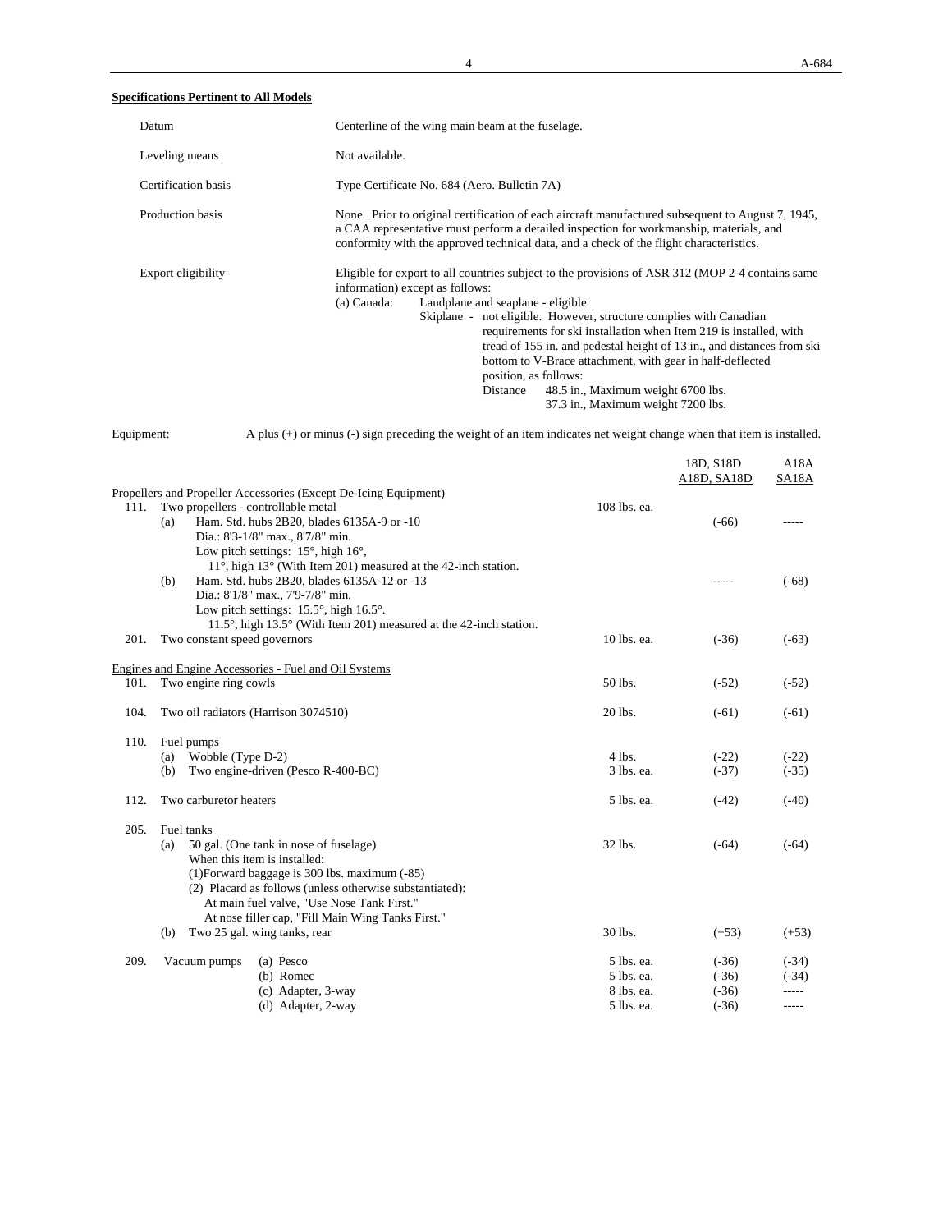**Specifications Pertinent to All Models**

| | |
|---|---|
| Datum | Centerline of the wing main beam at the fuselage. |
| Leveling means | Not available. |
| Certification basis | Type Certificate No. 684 (Aero. Bulletin 7A) |
| Production basis | None. Prior to original certification of each aircraft manufactured subsequent to August 7, 1945, a CAA representative must perform a detailed inspection for workmanship, materials, and conformity with the approved technical data, and a check of the flight characteristics. |
| Export eligibility | Eligible for export to all countries subject to the provisions of ASR 312 (MOP 2-4 contains same information) except as follows:<br>(a) Canada: Landplane and seaplane - eligible<br>Skiplane - not eligible. However, structure complies with Canadian requirements for ski installation when Item 219 is installed, with tread of 155 in. and pedestal height of 13 in., and distances from ski bottom to V-Brace attachment, with gear in half-deflected position, as follows:<br>Distance 48.5 in., Maximum weight 6700 lbs.<br>37.3 in., Maximum weight 7200 lbs. |

Equipment: A plus (+) or minus (-) sign preceding the weight of an item indicates net weight change when that item is installed.

| Item | Description | Weight | 18D, S18D A18D, SA18D | A18A SA18A |
|---|---|---|---|---|
| | **Propellers and Propeller Accessories (Except De-Icing Equipment)** | | | |
| 111. | Two propellers - controllable metal | 108 lbs. ea. | | |
| | (a) Ham. Std. hubs 2B20, blades 6135A-9 or -10<br>Dia.: 8'3-1/8" max., 8'7/8" min.<br>Low pitch settings: 15°, high 16°,<br>11°, high 13° (With Item 201) measured at the 42-inch station. | | (-66) | ----- |
| | (b) Ham. Std. hubs 2B20, blades 6135A-12 or -13<br>Dia.: 8'1/8" max., 7'9-7/8" min.<br>Low pitch settings: 15.5°, high 16.5°.<br>11.5°, high 13.5° (With Item 201) measured at the 42-inch station. | | ----- | (-68) |
| 201. | Two constant speed governors | 10 lbs. ea. | (-36) | (-63) |
| | **Engines and Engine Accessories - Fuel and Oil Systems** | | | |
| 101. | Two engine ring cowls | 50 lbs. | (-52) | (-52) |
| 104. | Two oil radiators (Harrison 3074510) | 20 lbs. | (-61) | (-61) |
| 110. | Fuel pumps | | | |
| | (a) Wobble (Type D-2) | 4 lbs. | (-22) | (-22) |
| | (b) Two engine-driven (Pesco R-400-BC) | 3 lbs. ea. | (-37) | (-35) |
| 112. | Two carburetor heaters | 5 lbs. ea. | (-42) | (-40) |
| 205. | Fuel tanks | | | |
| | (a) 50 gal. (One tank in nose of fuselage)<br>When this item is installed:<br>(1) Forward baggage is 300 lbs. maximum (-85)<br>(2) Placard as follows (unless otherwise substantiated):<br>At main fuel valve, "Use Nose Tank First."<br>At nose filler cap, "Fill Main Wing Tanks First." | 32 lbs. | (-64) | (-64) |
| | (b) Two 25 gal. wing tanks, rear | 30 lbs. | (+53) | (+53) |
| 209. | Vacuum pumps (a) Pesco | 5 lbs. ea. | (-36) | (-34) |
| | (b) Romec | 5 lbs. ea. | (-36) | (-34) |
| | (c) Adapter, 3-way | 8 lbs. ea. | (-36) | ----- |
| | (d) Adapter, 2-way | 5 lbs. ea. | (-36) | ----- |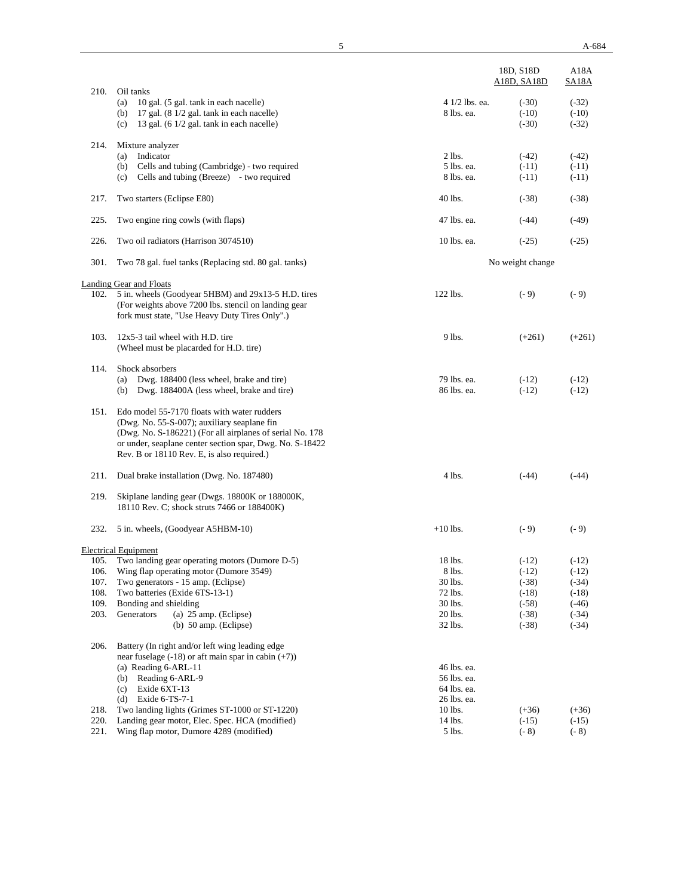| | | | 18D, S18D<br>A18D, SA18D | A18A<br>SA18A |
|---|---|---|---|---|
| 210. | Oil tanks | | | |
| | (a) 10 gal. (5 gal. tank in each nacelle) | 4 1/2 lbs. ea. | (-30) | (-32) |
| | (b) 17 gal. (8 1/2 gal. tank in each nacelle) | 8 lbs. ea. | (-10) | (-10) |
| | (c) 13 gal. (6 1/2 gal. tank in each nacelle) | | (-30) | (-32) |
| 214. | Mixture analyzer | | | |
| | (a) Indicator | 2 lbs. | (-42) | (-42) |
| | (b) Cells and tubing (Cambridge) - two required | 5 lbs. ea. | (-11) | (-11) |
| | (c) Cells and tubing (Breeze) - two required | 8 lbs. ea. | (-11) | (-11) |
| 217. | Two starters (Eclipse E80) | 40 lbs. | (-38) | (-38) |
| 225. | Two engine ring cowls (with flaps) | 47 lbs. ea. | (-44) | (-49) |
| 226. | Two oil radiators (Harrison 3074510) | 10 lbs. ea. | (-25) | (-25) |
| 301. | Two 78 gal. fuel tanks (Replacing std. 80 gal. tanks) | | No weight change | |
| **Landing Gear and Floats** | | | | |
| 102. | 5 in. wheels (Goodyear 5HBM) and 29x13-5 H.D. tires (For weights above 7200 lbs. stencil on landing gear fork must state, "Use Heavy Duty Tires Only".) | 122 lbs. | (- 9) | (- 9) |
| 103. | 12x5-3 tail wheel with H.D. tire (Wheel must be placarded for H.D. tire) | 9 lbs. | (+261) | (+261) |
| 114. | Shock absorbers | | | |
| | (a) Dwg. 188400 (less wheel, brake and tire) | 79 lbs. ea. | (-12) | (-12) |
| | (b) Dwg. 188400A (less wheel, brake and tire) | 86 lbs. ea. | (-12) | (-12) |
| 151. | Edo model 55-7170 floats with water rudders (Dwg. No. 55-S-007); auxiliary seaplane fin (Dwg. No. S-186221) (For all airplanes of serial No. 178 or under, seaplane center section spar, Dwg. No. S-18422 Rev. B or 18110 Rev. E, is also required.) | | | |
| 211. | Dual brake installation (Dwg. No. 187480) | 4 lbs. | (-44) | (-44) |
| 219. | Skiplane landing gear (Dwgs. 18800K or 188000K, 18110 Rev. C; shock struts 7466 or 188400K) | | | |
| 232. | 5 in. wheels, (Goodyear A5HBM-10) | +10 lbs. | (- 9) | (- 9) |
| **Electrical Equipment** | | | | |
| 105. | Two landing gear operating motors (Dumore D-5) | 18 lbs. | (-12) | (-12) |
| 106. | Wing flap operating motor (Dumore 3549) | 8 lbs. | (-12) | (-12) |
| 107. | Two generators - 15 amp. (Eclipse) | 30 lbs. | (-38) | (-34) |
| 108. | Two batteries (Exide 6TS-13-1) | 72 lbs. | (-18) | (-18) |
| 109. | Bonding and shielding | 30 lbs. | (-58) | (-46) |
| 203. | Generators (a) 25 amp. (Eclipse) | 20 lbs. | (-38) | (-34) |
| | (b) 50 amp. (Eclipse) | 32 lbs. | (-38) | (-34) |
| 206. | Battery (In right and/or left wing leading edge near fuselage (-18) or aft main spar in cabin (+7)) | | | |
| | (a) Reading 6-ARL-11 | 46 lbs. ea. | | |
| | (b) Reading 6-ARL-9 | 56 lbs. ea. | | |
| | (c) Exide 6XT-13 | 64 lbs. ea. | | |
| | (d) Exide 6-TS-7-1 | 26 lbs. ea. | | |
| 218. | Two landing lights (Grimes ST-1000 or ST-1220) | 10 lbs. | (+36) | (+36) |
| 220. | Landing gear motor, Elec. Spec. HCA (modified) | 14 lbs. | (-15) | (-15) |
| 221. | Wing flap motor, Dumore 4289 (modified) | 5 lbs. | (- 8) | (- 8) |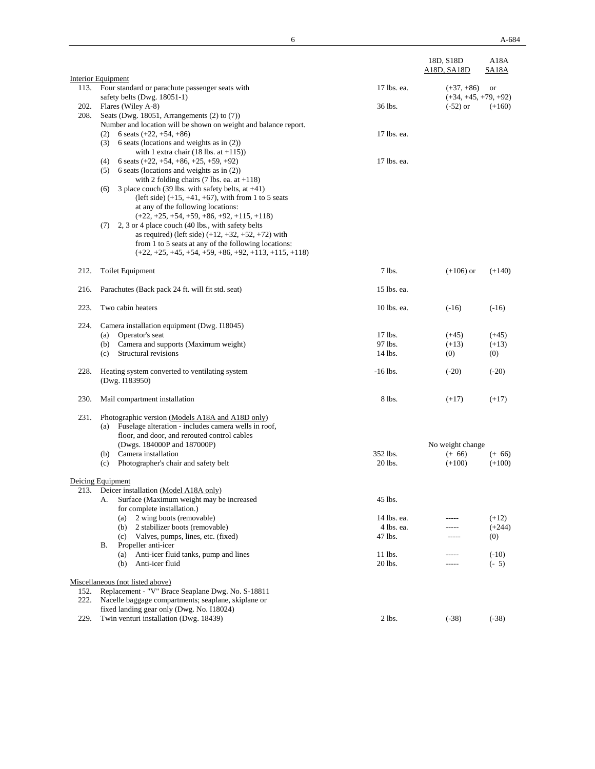| | | | 18D, S18D A18D, SA18D | A18A SA18A |
|---|---|---|---|---|
| **Interior Equipment** | | | | |
| 113. | Four standard or parachute passenger seats with safety belts (Dwg. 18051-1) | 17 lbs. ea. | (+37, +86) or (+34, +45, +79, +92) | |
| 202. | Flares (Wiley A-8) | 36 lbs. | (-52) or | (+160) |
| 208. | Seats (Dwg. 18051, Arrangements (2) to (7)) Number and location will be shown on weight and balance report. | | | |
| | (2) 6 seats (+22, +54, +86) | 17 lbs. ea. | | |
| | (3) 6 seats (locations and weights as in (2)) with 1 extra chair (18 lbs. at +115)) | | | |
| | (4) 6 seats (+22, +54, +86, +25, +59, +92) | 17 lbs. ea. | | |
| | (5) 6 seats (locations and weights as in (2)) with 2 folding chairs (7 lbs. ea. at +118) | | | |
| | (6) 3 place couch (39 lbs. with safety belts, at +41) (left side) (+15, +41, +67), with from 1 to 5 seats at any of the following locations: (+22, +25, +54, +59, +86, +92, +115, +118) | | | |
| | (7) 2, 3 or 4 place couch (40 lbs., with safety belts as required) (left side) (+12, +32, +52, +72) with from 1 to 5 seats at any of the following locations: (+22, +25, +45, +54, +59, +86, +92, +113, +115, +118) | | | |
| 212. | Toilet Equipment | 7 lbs. | (+106) or | (+140) |
| 216. | Parachutes (Back pack 24 ft. will fit std. seat) | 15 lbs. ea. | | |
| 223. | Two cabin heaters | 10 lbs. ea. | (-16) | (-16) |
| 224. | Camera installation equipment (Dwg. I18045) | | | |
| | (a) Operator's seat | 17 lbs. | (+45) | (+45) |
| | (b) Camera and supports (Maximum weight) | 97 lbs. | (+13) | (+13) |
| | (c) Structural revisions | 14 lbs. | (0) | (0) |
| 228. | Heating system converted to ventilating system (Dwg. I183950) | -16 lbs. | (-20) | (-20) |
| 230. | Mail compartment installation | 8 lbs. | (+17) | (+17) |
| 231. | Photographic version (Models A18A and A18D only) | | | |
| | (a) Fuselage alteration - includes camera wells in roof, floor, and door, and rerouted control cables (Dwgs. 184000P and 187000P) | | No weight change | |
| | (b) Camera installation | 352 lbs. | (+ 66) | (+ 66) |
| | (c) Photographer's chair and safety belt | 20 lbs. | (+100) | (+100) |
| **Deicing Equipment** | | | | |
| 213. | Deicer installation (Model A18A only) | | | |
| | A. Surface (Maximum weight may be increased for complete installation.) | 45 lbs. | | |
| | (a) 2 wing boots (removable) | 14 lbs. ea. | ----- | (+12) |
| | (b) 2 stabilizer boots (removable) | 4 lbs. ea. | ----- | (+244) |
| | (c) Valves, pumps, lines, etc. (fixed) | 47 lbs. | ----- | (0) |
| | B. Propeller anti-icer | | | |
| | (a) Anti-icer fluid tanks, pump and lines | 11 lbs. | ----- | (-10) |
| | (b) Anti-icer fluid | 20 lbs. | ----- | (- 5) |
| **Miscellaneous (not listed above)** | | | | |
| 152. | Replacement - "V" Brace Seaplane Dwg. No. S-18811 | | | |
| 222. | Nacelle baggage compartments; seaplane, skiplane or fixed landing gear only (Dwg. No. I18024) | | | |
| 229. | Twin venturi installation (Dwg. 18439) | 2 lbs. | (-38) | (-38) |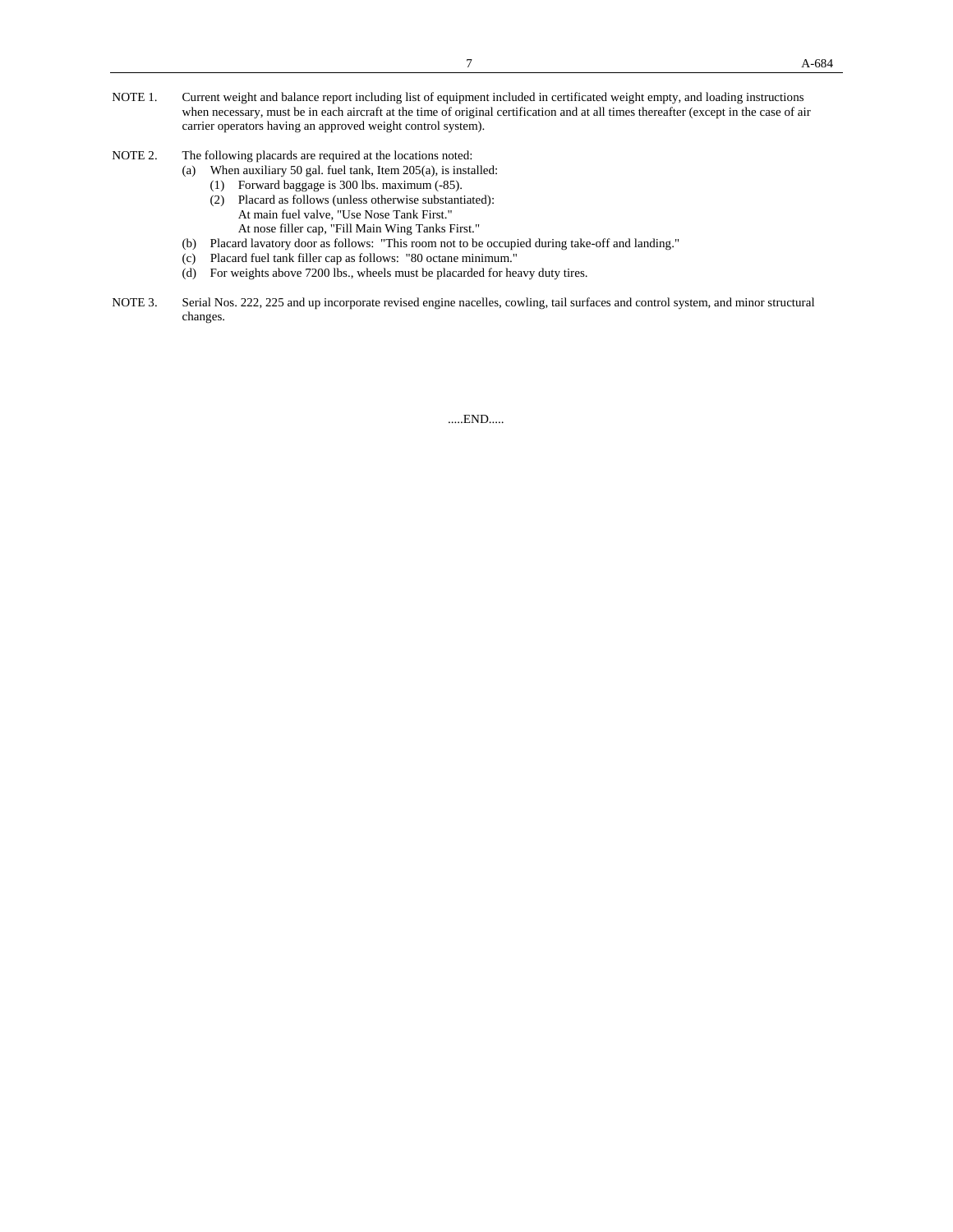NOTE 1. Current weight and balance report including list of equipment included in certificated weight empty, and loading instructions when necessary, must be in each aircraft at the time of original certification and at all times thereafter (except in the case of air carrier operators having an approved weight control system).

NOTE 2. The following placards are required at the locations noted:

- (a) When auxiliary 50 gal. fuel tank, Item 205(a), is installed:
  - (1) Forward baggage is 300 lbs. maximum (-85).
  - (2) Placard as follows (unless otherwise substantiated):
    At main fuel valve, "Use Nose Tank First."
    At nose filler cap, "Fill Main Wing Tanks First."
- (b) Placard lavatory door as follows: "This room not to be occupied during take-off and landing."
- (c) Placard fuel tank filler cap as follows: "80 octane minimum."
- (d) For weights above 7200 lbs., wheels must be placarded for heavy duty tires.

NOTE 3. Serial Nos. 222, 225 and up incorporate revised engine nacelles, cowling, tail surfaces and control system, and minor structural changes.

.....END.....